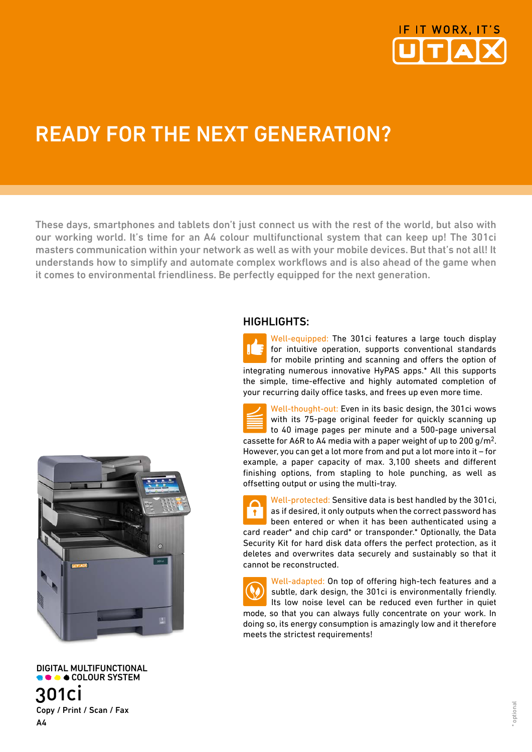IF IT WORX, IT'S UTAX

# READY FOR THE NEXT GENERATION?

These days, smartphones and tablets don't just connect us with the rest of the world, but also with our working world. It's time for an A4 colour multifunctional system that can keep up! The 301ci masters communication within your network as well as with your mobile devices. But that's not all! It understands how to simplify and automate complex workflows and is also ahead of the game when it comes to environmental friendliness. Be perfectly equipped for the next generation.

## HIGHLIGHTS:

Well-equipped: The 301ci features a large touch display for intuitive operation, supports conventional standards for mobile printing and scanning and offers the option of integrating numerous innovative HyPAS apps.* All this supports the simple, time-effective and highly automated completion of your recurring daily office tasks, and frees up even more time.

Well-thought-out: Even in its basic design, the 301ci wows with its 75-page original feeder for quickly scanning up to 40 image pages per minute and a 500-page universal cassette for A6R to A4 media with a paper weight of up to 200 g/m². However, you can get a lot more from and put a lot more into it – for example, a paper capacity of max. 3,100 sheets and different finishing options, from stapling to hole punching, as well as offsetting output or using the multi-tray.

Well-protected: Sensitive data is best handled by the 301ci, as if desired, it only outputs when the correct password has been entered or when it has been authenticated using a card reader* and chip card* or transponder.* Optionally, the Data Security Kit for hard disk data offers the perfect protection, as it deletes and overwrites data securely and sustainably so that it cannot be reconstructed.

Well-adapted: On top of offering high-tech features and a subtle, dark design, the 301ci is environmentally friendly. Its low noise level can be reduced even further in quiet mode, so that you can always fully concentrate on your work. In doing so, its energy consumption is amazingly low and it therefore meets the strictest requirements!

DIGITAL MULTIFUNCTIONAL COLOUR SYSTEM

**301ci**

Copy / Print / Scan / Fax

A4

\* optional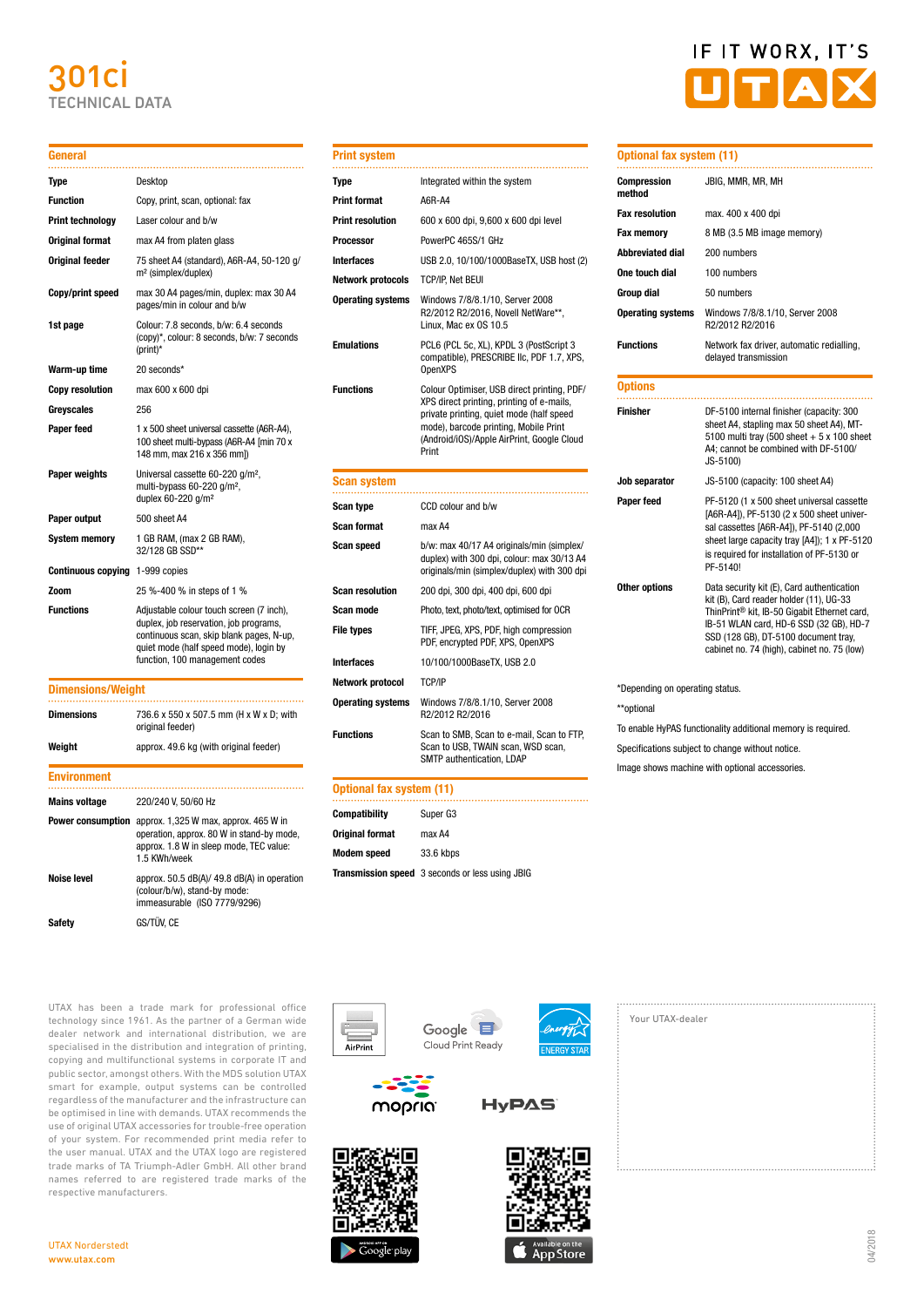# 301ci

TECHNICAL DATA

IF IT WORX, IT'S UTAX

## General

| | |
|---|---|
| **Type** | Desktop |
| **Function** | Copy, print, scan, optional: fax |
| **Print technology** | Laser colour and b/w |
| **Original format** | max A4 from platen glass |
| **Original feeder** | 75 sheet A4 (standard), A6R-A4, 50-120 g/m² (simplex/duplex) |
| **Copy/print speed** | max 30 A4 pages/min, duplex: max 30 A4 pages/min in colour and b/w |
| **1st page** | Colour: 7.8 seconds, b/w: 6.4 seconds (copy)*, colour: 8 seconds, b/w: 7 seconds (print)* |
| **Warm-up time** | 20 seconds* |
| **Copy resolution** | max 600 x 600 dpi |
| **Greyscales** | 256 |
| **Paper feed** | 1 x 500 sheet universal cassette (A6R-A4), 100 sheet multi-bypass (A6R-A4 [min 70 x 148 mm, max 216 x 356 mm]) |
| **Paper weights** | Universal cassette 60-220 g/m², multi-bypass 60-220 g/m², duplex 60-220 g/m² |
| **Paper output** | 500 sheet A4 |
| **System memory** | 1 GB RAM, (max 2 GB RAM), 32/128 GB SSD** |
| **Continuous copying** | 1-999 copies |
| **Zoom** | 25 %-400 % in steps of 1 % |
| **Functions** | Adjustable colour touch screen (7 inch), duplex, job reservation, job programs, continuous scan, skip blank pages, N-up, quiet mode (half speed mode), login by function, 100 management codes |

## Dimensions/Weight

| | |
|---|---|
| **Dimensions** | 736.6 x 550 x 507.5 mm (H x W x D; with original feeder) |
| **Weight** | approx. 49.6 kg (with original feeder) |

## Environment

| | |
|---|---|
| **Mains voltage** | 220/240 V, 50/60 Hz |
| **Power consumption** | approx. 1,325 W max, approx. 465 W in operation, approx. 80 W in stand-by mode, approx. 1.8 W in sleep mode, TEC value: 1.5 KWh/week |
| **Noise level** | approx. 50.5 dB(A)/ 49.8 dB(A) in operation (colour/b/w), stand-by mode: immeasurable (ISO 7779/9296) |
| **Safety** | GS/TÜV, CE |

## Print system

| | |
|---|---|
| **Type** | Integrated within the system |
| **Print format** | A6R-A4 |
| **Print resolution** | 600 x 600 dpi, 9,600 x 600 dpi level |
| **Processor** | PowerPC 465S/1 GHz |
| **Interfaces** | USB 2.0, 10/100/1000BaseTX, USB host (2) |
| **Network protocols** | TCP/IP, Net BEUI |
| **Operating systems** | Windows 7/8/8.1/10, Server 2008 R2/2012 R2/2016, Novell NetWare**, Linux, Mac ex OS 10.5 |
| **Emulations** | PCL6 (PCL 5c, XL), KPDL 3 (PostScript 3 compatible), PRESCRIBE IIc, PDF 1.7, XPS, OpenXPS |
| **Functions** | Colour Optimiser, USB direct printing, PDF/XPS direct printing, printing of e-mails, private printing, quiet mode (half speed mode), barcode printing, Mobile Print (Android/iOS)/Apple AirPrint, Google Cloud Print |

## Scan system

| | |
|---|---|
| **Scan type** | CCD colour and b/w |
| **Scan format** | max A4 |
| **Scan speed** | b/w: max 40/17 A4 originals/min (simplex/duplex) with 300 dpi, colour: max 30/13 A4 originals/min (simplex/duplex) with 300 dpi |
| **Scan resolution** | 200 dpi, 300 dpi, 400 dpi, 600 dpi |
| **Scan mode** | Photo, text, photo/text, optimised for OCR |
| **File types** | TIFF, JPEG, XPS, PDF, high compression PDF, encrypted PDF, XPS, OpenXPS |
| **Interfaces** | 10/100/1000BaseTX, USB 2.0 |
| **Network protocol** | TCP/IP |
| **Operating systems** | Windows 7/8/8.1/10, Server 2008 R2/2012 R2/2016 |
| **Functions** | Scan to SMB, Scan to e-mail, Scan to FTP, Scan to USB, TWAIN scan, WSD scan, SMTP authentication, LDAP |

## Optional fax system (11)

| | |
|---|---|
| **Compatibility** | Super G3 |
| **Original format** | max A4 |
| **Modem speed** | 33.6 kbps |
| **Transmission speed** | 3 seconds or less using JBIG |
| **Compression method** | JBIG, MMR, MR, MH |
| **Fax resolution** | max. 400 x 400 dpi |
| **Fax memory** | 8 MB (3.5 MB image memory) |
| **Abbreviated dial** | 200 numbers |
| **One touch dial** | 100 numbers |
| **Group dial** | 50 numbers |
| **Operating systems** | Windows 7/8/8.1/10, Server 2008 R2/2012 R2/2016 |
| **Functions** | Network fax driver, automatic redialling, delayed transmission |

## Options

| | |
|---|---|
| **Finisher** | DF-5100 internal finisher (capacity: 300 sheet A4, stapling max 50 sheet A4), MT-5100 multi tray (500 sheet + 5 x 100 sheet A4; cannot be combined with DF-5100/JS-5100) |
| **Job separator** | JS-5100 (capacity: 100 sheet A4) |
| **Paper feed** | PF-5120 (1 x 500 sheet universal cassette [A6R-A4]), PF-5130 (2 x 500 sheet universal cassettes [A6R-A4]), PF-5140 (2,000 sheet large capacity tray [A4]); 1 x PF-5120 is required for installation of PF-5130 or PF-5140! |
| **Other options** | Data security kit (E), Card authentication kit (B), Card reader holder (11), UG-33 ThinPrint® kit, IB-50 Gigabit Ethernet card, IB-51 WLAN card, HD-6 SSD (32 GB), HD-7 SSD (128 GB), DT-5100 document tray, cabinet no. 74 (high), cabinet no. 75 (low) |

*Depending on operating status.

**optional

To enable HyPAS functionality additional memory is required.

Specifications subject to change without notice.

Image shows machine with optional accessories.

UTAX has been a trade mark for professional office technology since 1961. As the partner of a German wide dealer network and international distribution, we are specialised in the distribution and integration of printing, copying and multifunctional systems in corporate IT and public sector, amongst others. With the MDS solution UTAX smart for example, output systems can be controlled regardless of the manufacturer and the infrastructure can be optimised in line with demands. UTAX recommends the use of original UTAX accessories for trouble-free operation of your system. For recommended print media refer to the user manual. UTAX and the UTAX logo are registered trade marks of TA Triumph-Adler GmbH. All other brand names referred to are registered trade marks of the respective manufacturers.

UTAX Norderstedt
www.utax.com

AirPrint | Google Cloud Print Ready | ENERGY STAR | mopria | HyPAS | Google play | Available on the App Store

Your UTAX-dealer

04/2018